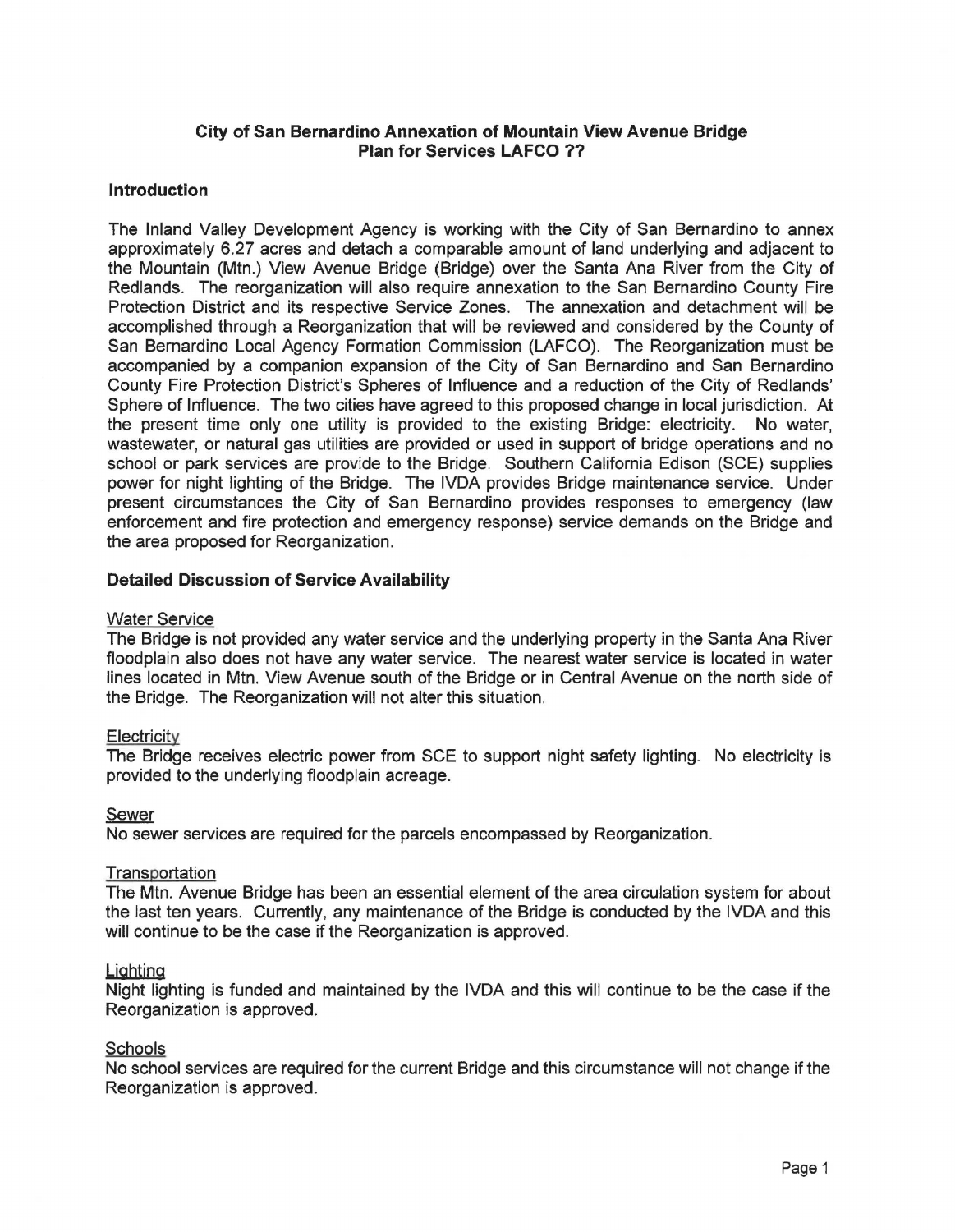# City of San Bernardino Annexation of Mountain View Avenue Bridge Plan for Services LAFCO ??

## Introduction

The Inland Valley Development Agency is working with the City of San Bernardino to annex approximately 6.27 acres and detach a comparable amount of land underlying and adjacent to the Mountain (Mtn.) View Avenue Bridge (Bridge) over the Santa Ana River from the City of Redlands. The reorganization will also require annexation to the San Bernardino County Fire Protection District and its respective Service Zones. The annexation and detachment will be accomplished through a Reorganization that will be reviewed and considered by the County of San Bernardino Local Agency Formation Commission (LAFCO). The Reorganization must be accompanied by a companion expansion of the City of San Bernardino and San Bernardino County Fire Protection District's Spheres of Influence and a reduction of the City of Redlands' Sphere of Influence. The two cities have agreed to this proposed change in local jurisdiction. At the present time only one utility is provided to the existing Bridge: electricity. No water, wastewater, or natural gas utilities are provided or used in support of bridge operations and no school or park services are provide to the Bridge. Southern California Edison (SCE) supplies power for night lighting of the Bridge. The IVDA provides Bridge maintenance service. Under present circumstances the City of San Bernardino provides responses to emergency (law enforcement and fire protection and emergency response) service demands on the Bridge and the area proposed for Reorganization.

## Detailed Discussion of Service Availability

### Water Service

The Bridge is not provided any water service and the underlying property in the Santa Ana River floodplain also does not have any water service. The nearest water service is located in water lines located in Mtn. View Avenue south of the Bridge or in Central Avenue on the north side of the Bridge. The Reorganization will not alter this situation.

### Electricity

The Bridge receives electric power from SCE to support night safety lighting. No electricity is provided to the underlying floodplain acreage.

### Sewer

No sewer services are required for the parcels encompassed by Reorganization.

### Transportation

The Mtn. Avenue Bridge has been an essential element of the area circulation system for about the last ten years. Currently, any maintenance of the Bridge is conducted by the IVDA and this will continue to be the case if the Reorganization is approved.

### Lighting

Night lighting is funded and maintained by the IVDA and this will continue to be the case if the Reorganization is approved.

### Schools

No school services are required for the current Bridge and this circumstance will not change if the Reorganization is approved.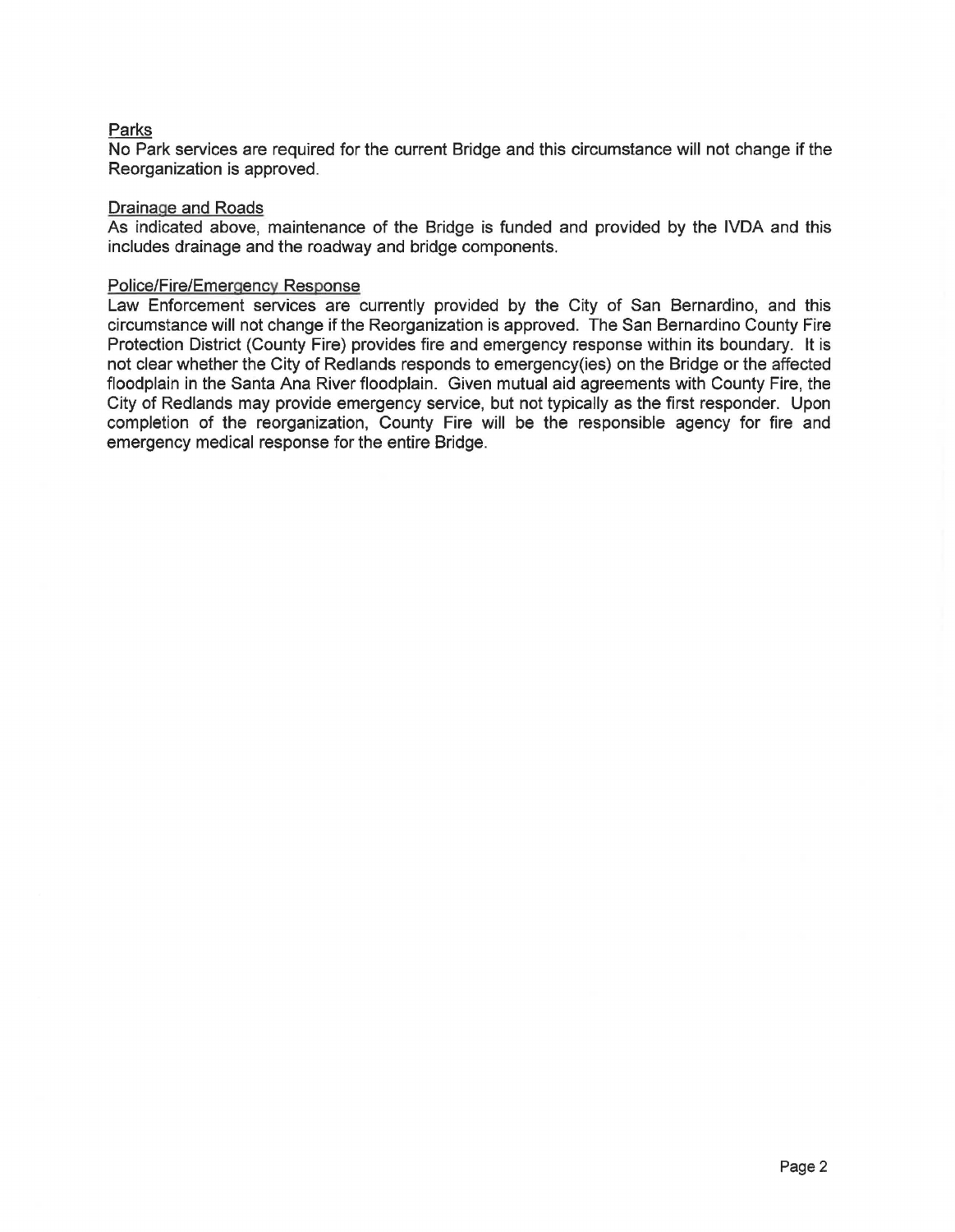Parks

No Park services are required for the current Bridge and this circumstance will not change if the Reorganization is approved.

Drainage and Roads

As indicated above, maintenance of the Bridge is funded and provided by the IVDA and this includes drainage and the roadway and bridge components.

Police/Fire/Emergency Response

Law Enforcement services are currently provided by the City of San Bernardino, and this circumstance will not change if the Reorganization is approved. The San Bernardino County Fire Protection District (County Fire) provides fire and emergency response within its boundary. It is not clear whether the City of Redlands responds to emergency(ies) on the Bridge or the affected floodplain in the Santa Ana River floodplain. Given mutual aid agreements with County Fire, the City of Redlands may provide emergency service, but not typically as the first responder. Upon completion of the reorganization, County Fire will be the responsible agency for fire and emergency medical response for the entire Bridge.